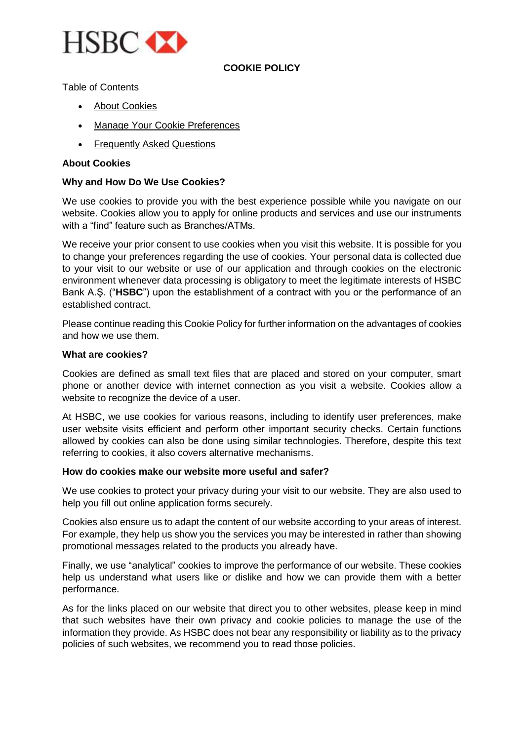HSBC

# COOKIE POLICY

Table of Contents

- About Cookies
- Manage Your Cookie Preferences
- Frequently Asked Questions

## About Cookies

### Why and How Do We Use Cookies?

We use cookies to provide you with the best experience possible while you navigate on our website. Cookies allow you to apply for online products and services and use our instruments with a "find" feature such as Branches/ATMs.

We receive your prior consent to use cookies when you visit this website. It is possible for you to change your preferences regarding the use of cookies. Your personal data is collected due to your visit to our website or use of our application and through cookies on the electronic environment whenever data processing is obligatory to meet the legitimate interests of HSBC Bank A.Ş. ("**HSBC**") upon the establishment of a contract with you or the performance of an established contract.

Please continue reading this Cookie Policy for further information on the advantages of cookies and how we use them.

### What are cookies?

Cookies are defined as small text files that are placed and stored on your computer, smart phone or another device with internet connection as you visit a website. Cookies allow a website to recognize the device of a user.

At HSBC, we use cookies for various reasons, including to identify user preferences, make user website visits efficient and perform other important security checks. Certain functions allowed by cookies can also be done using similar technologies. Therefore, despite this text referring to cookies, it also covers alternative mechanisms.

### How do cookies make our website more useful and safer?

We use cookies to protect your privacy during your visit to our website. They are also used to help you fill out online application forms securely.

Cookies also ensure us to adapt the content of our website according to your areas of interest. For example, they help us show you the services you may be interested in rather than showing promotional messages related to the products you already have.

Finally, we use "analytical" cookies to improve the performance of our website. These cookies help us understand what users like or dislike and how we can provide them with a better performance.

As for the links placed on our website that direct you to other websites, please keep in mind that such websites have their own privacy and cookie policies to manage the use of the information they provide. As HSBC does not bear any responsibility or liability as to the privacy policies of such websites, we recommend you to read those policies.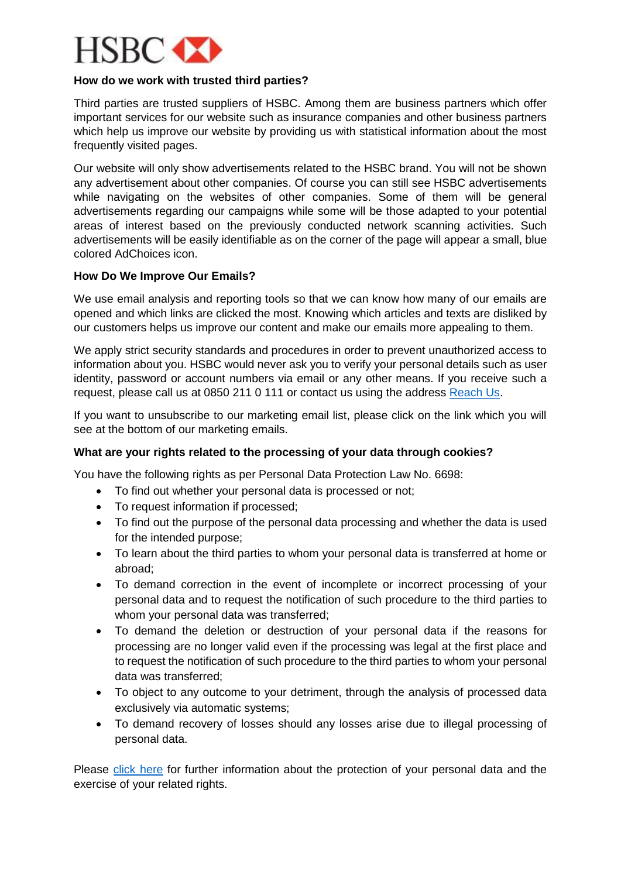### How do we work with trusted third parties?

Third parties are trusted suppliers of HSBC. Among them are business partners which offer important services for our website such as insurance companies and other business partners which help us improve our website by providing us with statistical information about the most frequently visited pages.

Our website will only show advertisements related to the HSBC brand. You will not be shown any advertisement about other companies. Of course you can still see HSBC advertisements while navigating on the websites of other companies. Some of them will be general advertisements regarding our campaigns while some will be those adapted to your potential areas of interest based on the previously conducted network scanning activities. Such advertisements will be easily identifiable as on the corner of the page will appear a small, blue colored AdChoices icon.

### How Do We Improve Our Emails?

We use email analysis and reporting tools so that we can know how many of our emails are opened and which links are clicked the most. Knowing which articles and texts are disliked by our customers helps us improve our content and make our emails more appealing to them.

We apply strict security standards and procedures in order to prevent unauthorized access to information about you. HSBC would never ask you to verify your personal details such as user identity, password or account numbers via email or any other means. If you receive such a request, please call us at 0850 211 0 111 or contact us using the address [Reach Us].

If you want to unsubscribe to our marketing email list, please click on the link which you will see at the bottom of our marketing emails.

### What are your rights related to the processing of your data through cookies?

You have the following rights as per Personal Data Protection Law No. 6698:

- To find out whether your personal data is processed or not;
- To request information if processed;
- To find out the purpose of the personal data processing and whether the data is used for the intended purpose;
- To learn about the third parties to whom your personal data is transferred at home or abroad;
- To demand correction in the event of incomplete or incorrect processing of your personal data and to request the notification of such procedure to the third parties to whom your personal data was transferred;
- To demand the deletion or destruction of your personal data if the reasons for processing are no longer valid even if the processing was legal at the first place and to request the notification of such procedure to the third parties to whom your personal data was transferred;
- To object to any outcome to your detriment, through the analysis of processed data exclusively via automatic systems;
- To demand recovery of losses should any losses arise due to illegal processing of personal data.

Please [click here] for further information about the protection of your personal data and the exercise of your related rights.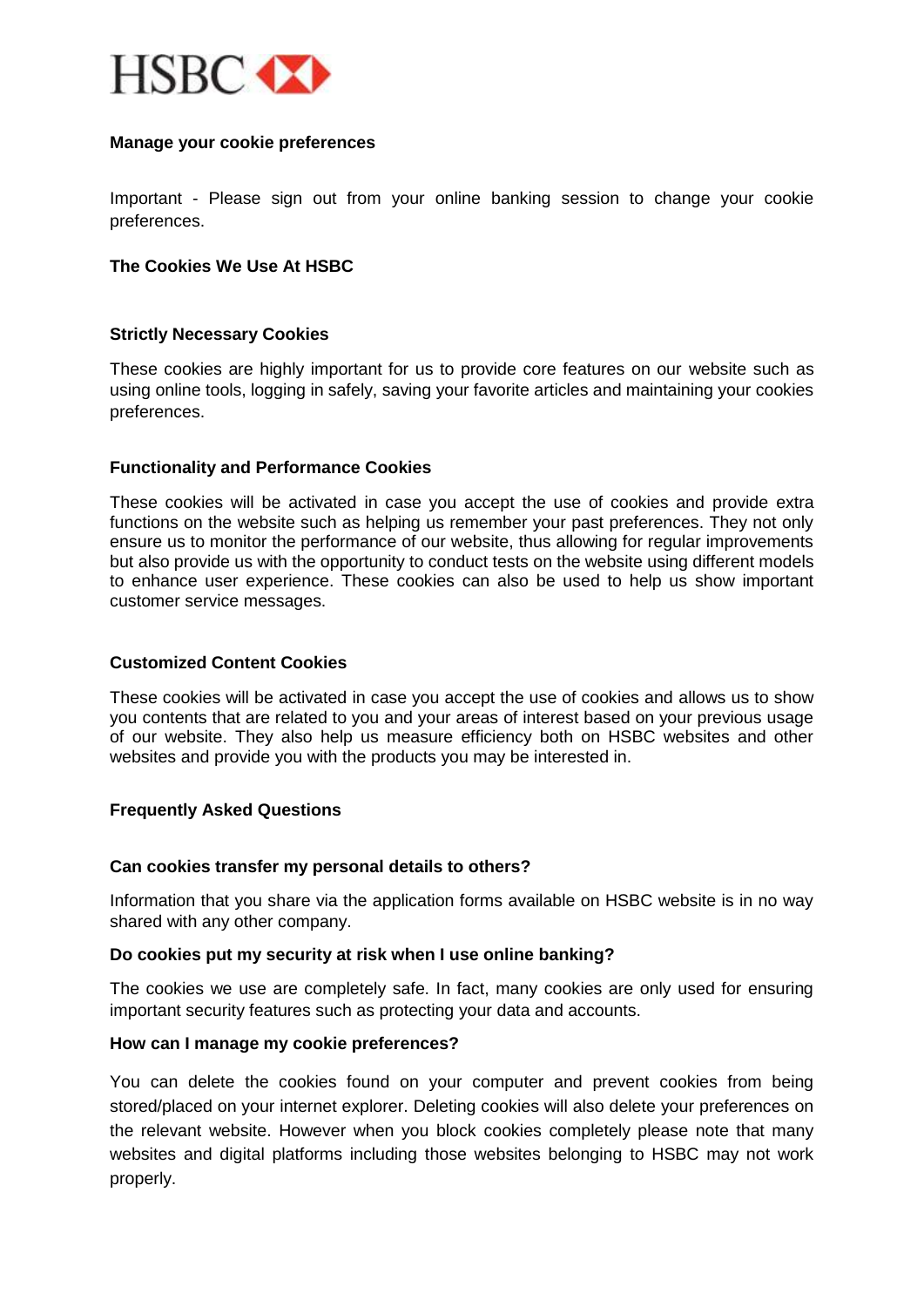HSBC

**Manage your cookie preferences**

Important - Please sign out from your online banking session to change your cookie preferences.

## The Cookies We Use At HSBC

### Strictly Necessary Cookies

These cookies are highly important for us to provide core features on our website such as using online tools, logging in safely, saving your favorite articles and maintaining your cookies preferences.

### Functionality and Performance Cookies

These cookies will be activated in case you accept the use of cookies and provide extra functions on the website such as helping us remember your past preferences. They not only ensure us to monitor the performance of our website, thus allowing for regular improvements but also provide us with the opportunity to conduct tests on the website using different models to enhance user experience. These cookies can also be used to help us show important customer service messages.

### Customized Content Cookies

These cookies will be activated in case you accept the use of cookies and allows us to show you contents that are related to you and your areas of interest based on your previous usage of our website. They also help us measure efficiency both on HSBC websites and other websites and provide you with the products you may be interested in.

## Frequently Asked Questions

### Can cookies transfer my personal details to others?

Information that you share via the application forms available on HSBC website is in no way shared with any other company.

### Do cookies put my security at risk when I use online banking?

The cookies we use are completely safe. In fact, many cookies are only used for ensuring important security features such as protecting your data and accounts.

### How can I manage my cookie preferences?

You can delete the cookies found on your computer and prevent cookies from being stored/placed on your internet explorer. Deleting cookies will also delete your preferences on the relevant website. However when you block cookies completely please note that many websites and digital platforms including those websites belonging to HSBC may not work properly.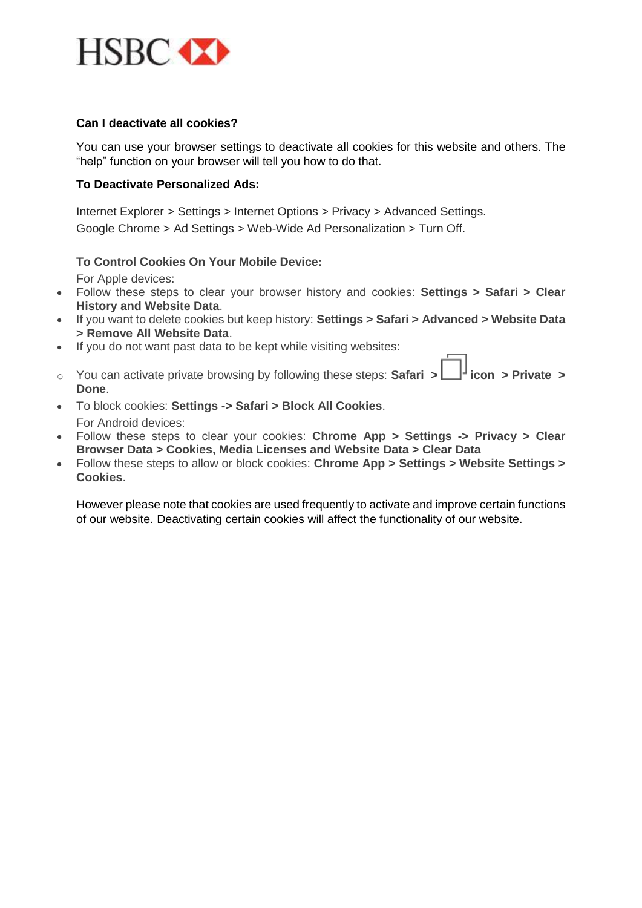**Can I deactivate all cookies?**

You can use your browser settings to deactivate all cookies for this website and others. The "help" function on your browser will tell you how to do that.

**To Deactivate Personalized Ads:**

Internet Explorer > Settings > Internet Options > Privacy > Advanced Settings.
Google Chrome > Ad Settings > Web-Wide Ad Personalization > Turn Off.

**To Control Cookies On Your Mobile Device:**

For Apple devices:

- Follow these steps to clear your browser history and cookies: **Settings > Safari > Clear History and Website Data**.
- If you want to delete cookies but keep history: **Settings > Safari > Advanced > Website Data > Remove All Website Data**.
- If you do not want past data to be kept while visiting websites:
  - You can activate private browsing by following these steps: **Safari > icon > Private > Done**.
- To block cookies: **Settings -> Safari > Block All Cookies**.

For Android devices:

- Follow these steps to clear your cookies: **Chrome App > Settings -> Privacy > Clear Browser Data > Cookies, Media Licenses and Website Data > Clear Data**
- Follow these steps to allow or block cookies: **Chrome App > Settings > Website Settings > Cookies**.

However please note that cookies are used frequently to activate and improve certain functions of our website. Deactivating certain cookies will affect the functionality of our website.